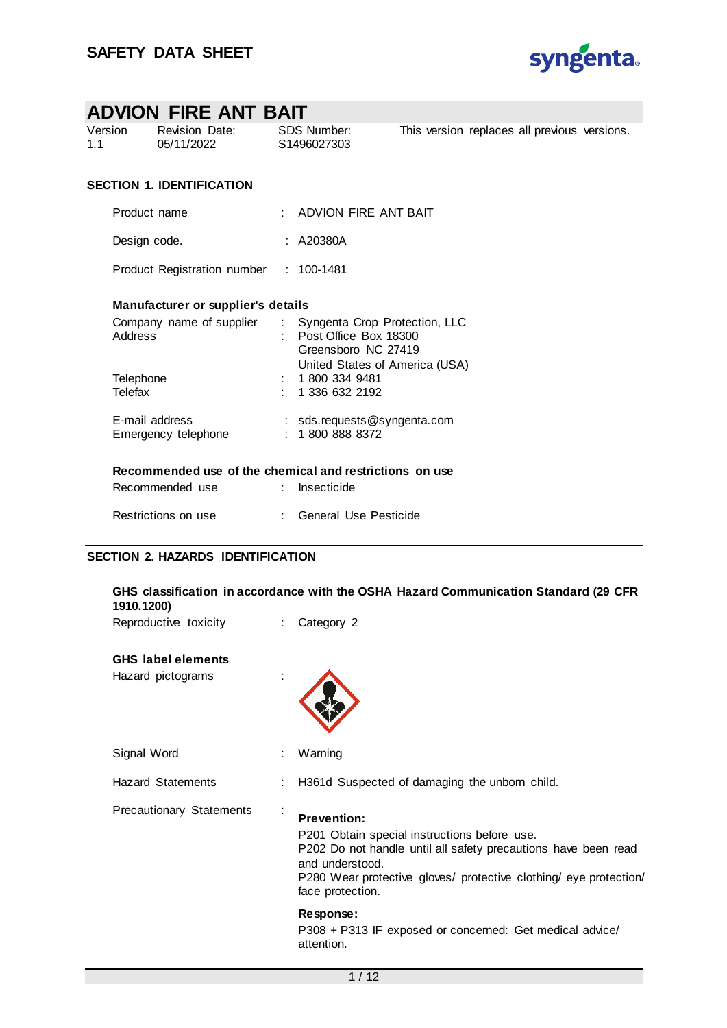# SAFETY DATA SHEET

## ADVION FIRE ANT BAIT

| Version | Revision Date: | SDS Number: | This version replaces all previous versions. |
|---|---|---|---|
| 1.1 | 05/11/2022 | S1496027303 | |

### SECTION 1. IDENTIFICATION

Product name : ADVION FIRE ANT BAIT

Design code. : A20380A

Product Registration number : 100-1481

**Manufacturer or supplier's details**

Company name of supplier : Syngenta Crop Protection, LLC
Address : Post Office Box 18300
Greensboro NC 27419
United States of America (USA)
Telephone : 1 800 334 9481
Telefax : 1 336 632 2192

E-mail address : sds.requests@syngenta.com
Emergency telephone : 1 800 888 8372

**Recommended use of the chemical and restrictions on use**

Recommended use : Insecticide

Restrictions on use : General Use Pesticide

### SECTION 2. HAZARDS IDENTIFICATION

**GHS classification in accordance with the OSHA Hazard Communication Standard (29 CFR 1910.1200)**

Reproductive toxicity : Category 2

**GHS label elements**

Hazard pictograms :

Signal Word : Warning

Hazard Statements : H361d Suspected of damaging the unborn child.

Precautionary Statements :

**Prevention:**

P201 Obtain special instructions before use.
P202 Do not handle until all safety precautions have been read and understood.
P280 Wear protective gloves/ protective clothing/ eye protection/ face protection.

**Response:**

P308 + P313 IF exposed or concerned: Get medical advice/ attention.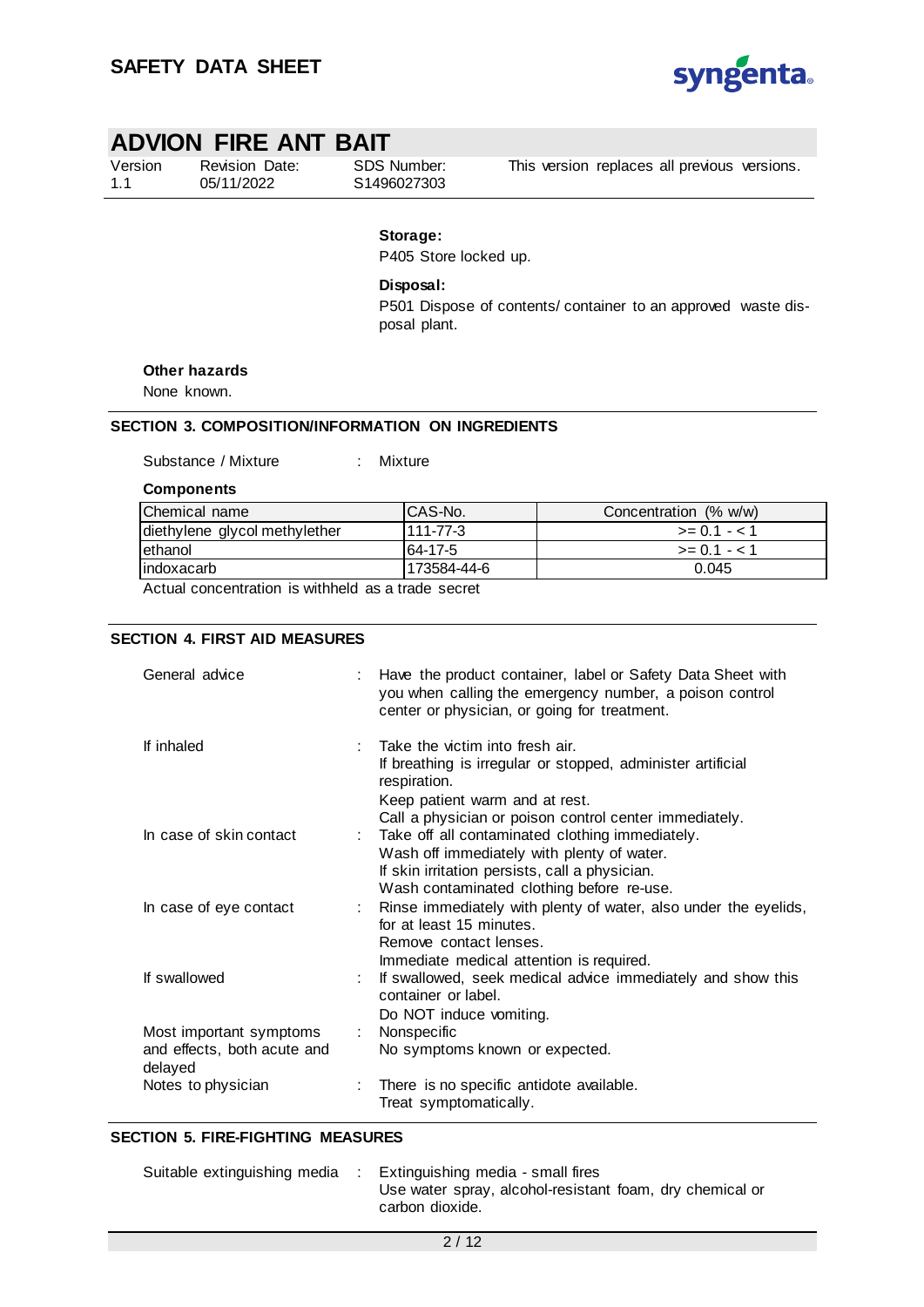**Storage:**

P405 Store locked up.

**Disposal:**

P501 Dispose of contents/ container to an approved waste disposal plant.

**Other hazards**

None known.

## SECTION 3. COMPOSITION/INFORMATION ON INGREDIENTS

Substance / Mixture : Mixture

**Components**

| Chemical name | CAS-No. | Concentration (% w/w) |
|---|---|---|
| diethylene glycol methylether | 111-77-3 | >= 0.1 - < 1 |
| ethanol | 64-17-5 | >= 0.1 - < 1 |
| indoxacarb | 173584-44-6 | 0.045 |

Actual concentration is withheld as a trade secret

## SECTION 4. FIRST AID MEASURES

General advice : Have the product container, label or Safety Data Sheet with you when calling the emergency number, a poison control center or physician, or going for treatment.

If inhaled : Take the victim into fresh air.
If breathing is irregular or stopped, administer artificial respiration.
Keep patient warm and at rest.
Call a physician or poison control center immediately.

In case of skin contact : Take off all contaminated clothing immediately.
Wash off immediately with plenty of water.
If skin irritation persists, call a physician.
Wash contaminated clothing before re-use.

In case of eye contact : Rinse immediately with plenty of water, also under the eyelids, for at least 15 minutes.
Remove contact lenses.
Immediate medical attention is required.

If swallowed : If swallowed, seek medical advice immediately and show this container or label.
Do NOT induce vomiting.

Most important symptoms and effects, both acute and delayed : Nonspecific
No symptoms known or expected.

Notes to physician : There is no specific antidote available.
Treat symptomatically.

## SECTION 5. FIRE-FIGHTING MEASURES

Suitable extinguishing media : Extinguishing media - small fires
Use water spray, alcohol-resistant foam, dry chemical or carbon dioxide.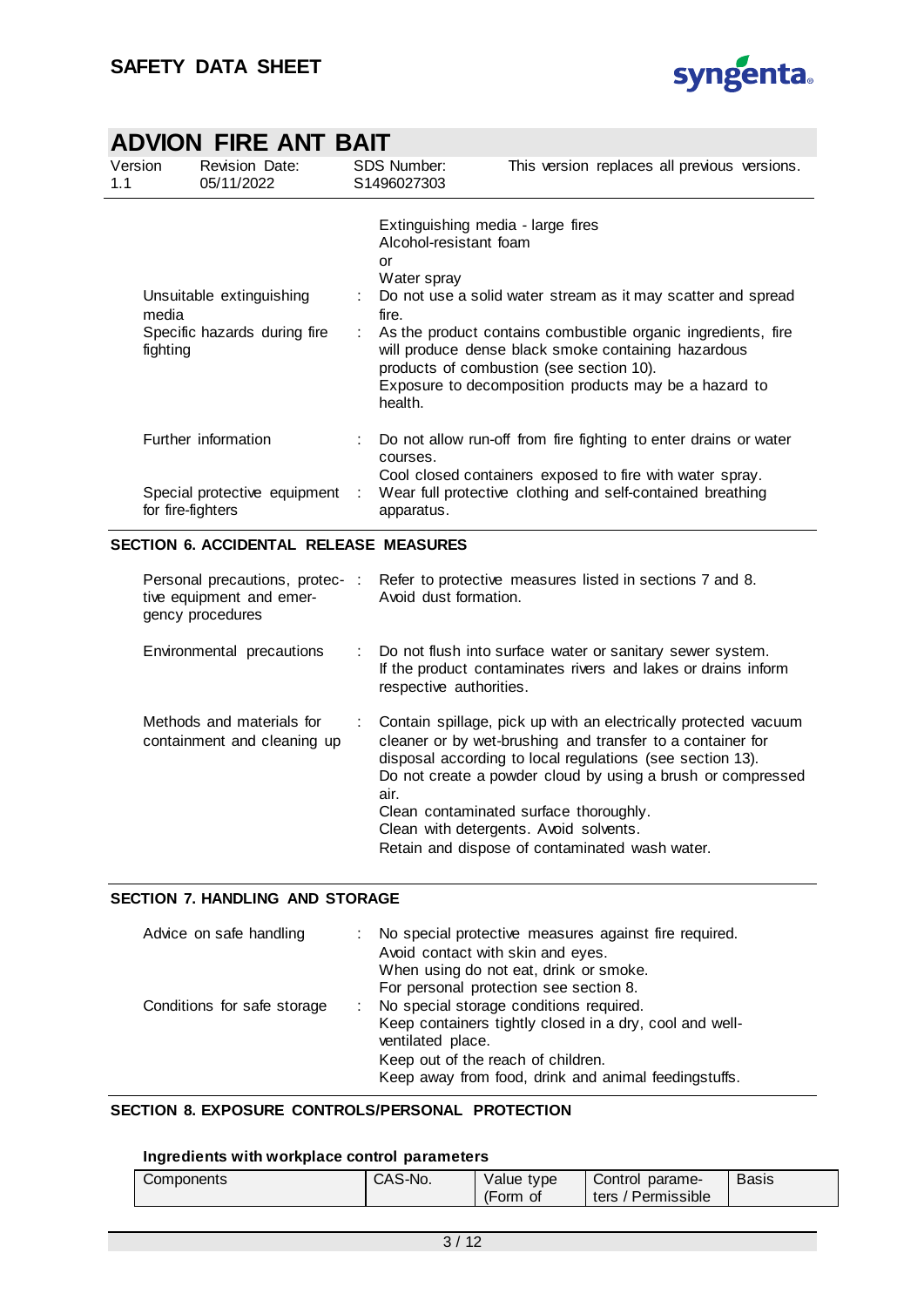| | | |
|---|---|---|
| | | Extinguishing media - large fires<br>Alcohol-resistant foam<br>or<br>Water spray |
| Unsuitable extinguishing media | : | Do not use a solid water stream as it may scatter and spread fire. |
| Specific hazards during fire fighting | : | As the product contains combustible organic ingredients, fire will produce dense black smoke containing hazardous products of combustion (see section 10).<br>Exposure to decomposition products may be a hazard to health. |
| Further information | : | Do not allow run-off from fire fighting to enter drains or water courses.<br>Cool closed containers exposed to fire with water spray. |
| Special protective equipment for fire-fighters | : | Wear full protective clothing and self-contained breathing apparatus. |

## SECTION 6. ACCIDENTAL RELEASE MEASURES

| | | |
|---|---|---|
| Personal precautions, protective equipment and emergency procedures | : | Refer to protective measures listed in sections 7 and 8.<br>Avoid dust formation. |
| Environmental precautions | : | Do not flush into surface water or sanitary sewer system.<br>If the product contaminates rivers and lakes or drains inform respective authorities. |
| Methods and materials for containment and cleaning up | : | Contain spillage, pick up with an electrically protected vacuum cleaner or by wet-brushing and transfer to a container for disposal according to local regulations (see section 13).<br>Do not create a powder cloud by using a brush or compressed air.<br>Clean contaminated surface thoroughly.<br>Clean with detergents. Avoid solvents.<br>Retain and dispose of contaminated wash water. |

## SECTION 7. HANDLING AND STORAGE

| | | |
|---|---|---|
| Advice on safe handling | : | No special protective measures against fire required.<br>Avoid contact with skin and eyes.<br>When using do not eat, drink or smoke.<br>For personal protection see section 8. |
| Conditions for safe storage | : | No special storage conditions required.<br>Keep containers tightly closed in a dry, cool and well-ventilated place.<br>Keep out of the reach of children.<br>Keep away from food, drink and animal feedingstuffs. |

## SECTION 8. EXPOSURE CONTROLS/PERSONAL PROTECTION

### Ingredients with workplace control parameters

| Components | CAS-No. | Value type (Form of | Control parameters / Permissible | Basis |
|---|---|---|---|---|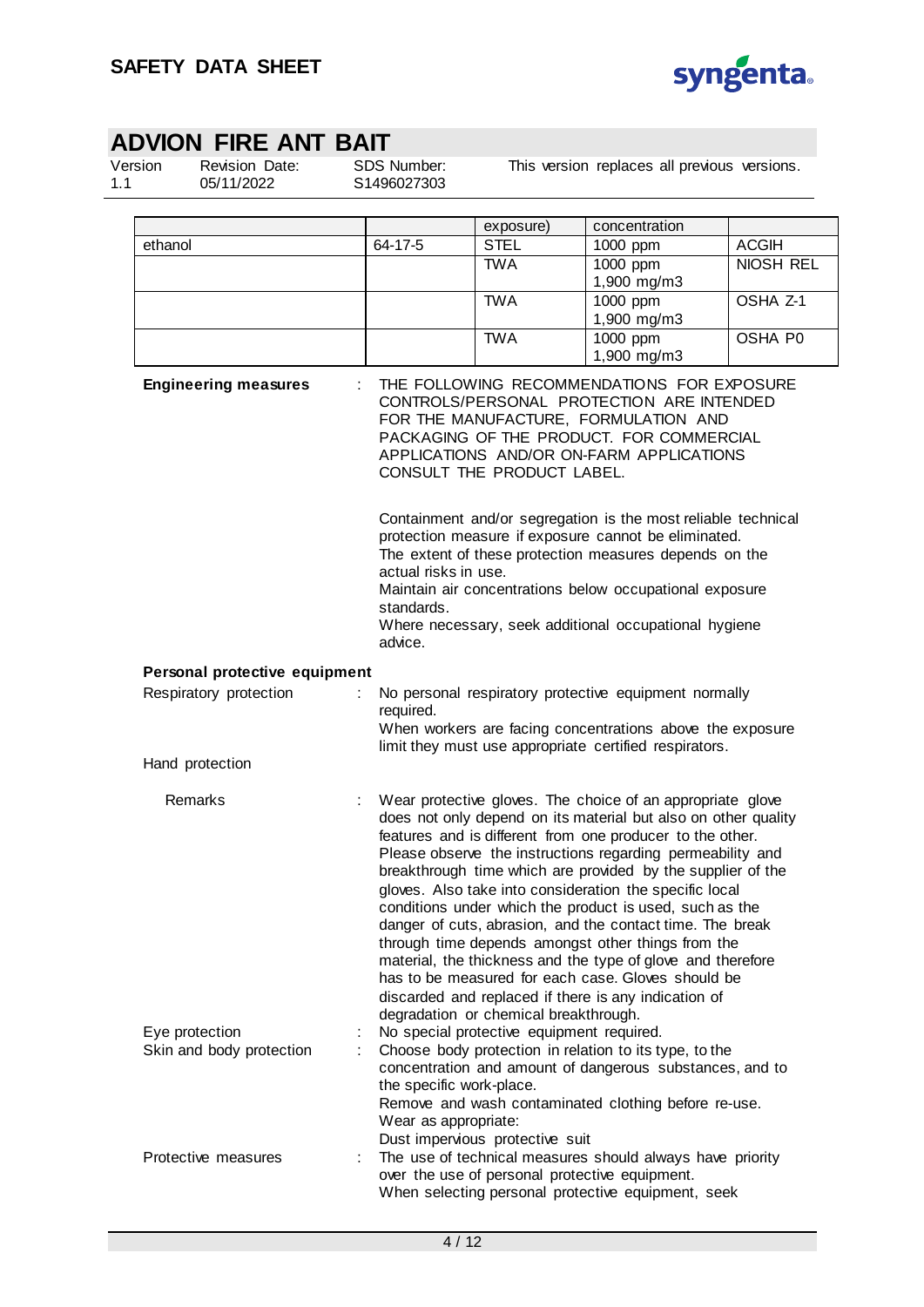|  |  | exposure) | concentration |  |
|---|---|---|---|---|
| ethanol | 64-17-5 | STEL | 1000 ppm | ACGIH |
|  |  | TWA | 1000 ppm<br>1,900 mg/m3 | NIOSH REL |
|  |  | TWA | 1000 ppm<br>1,900 mg/m3 | OSHA Z-1 |
|  |  | TWA | 1000 ppm<br>1,900 mg/m3 | OSHA P0 |

**Engineering measures** : THE FOLLOWING RECOMMENDATIONS FOR EXPOSURE CONTROLS/PERSONAL PROTECTION ARE INTENDED FOR THE MANUFACTURE, FORMULATION AND PACKAGING OF THE PRODUCT. FOR COMMERCIAL APPLICATIONS AND/OR ON-FARM APPLICATIONS CONSULT THE PRODUCT LABEL.

Containment and/or segregation is the most reliable technical protection measure if exposure cannot be eliminated.
The extent of these protection measures depends on the actual risks in use.
Maintain air concentrations below occupational exposure standards.
Where necessary, seek additional occupational hygiene advice.

**Personal protective equipment**

Respiratory protection : No personal respiratory protective equipment normally required.
When workers are facing concentrations above the exposure limit they must use appropriate certified respirators.

Hand protection

Remarks : Wear protective gloves. The choice of an appropriate glove does not only depend on its material but also on other quality features and is different from one producer to the other. Please observe the instructions regarding permeability and breakthrough time which are provided by the supplier of the gloves. Also take into consideration the specific local conditions under which the product is used, such as the danger of cuts, abrasion, and the contact time. The break through time depends amongst other things from the material, the thickness and the type of glove and therefore has to be measured for each case. Gloves should be discarded and replaced if there is any indication of degradation or chemical breakthrough.

Eye protection : No special protective equipment required.

Skin and body protection : Choose body protection in relation to its type, to the concentration and amount of dangerous substances, and to the specific work-place.
Remove and wash contaminated clothing before re-use.
Wear as appropriate:
Dust impervious protective suit

Protective measures : The use of technical measures should always have priority over the use of personal protective equipment.
When selecting personal protective equipment, seek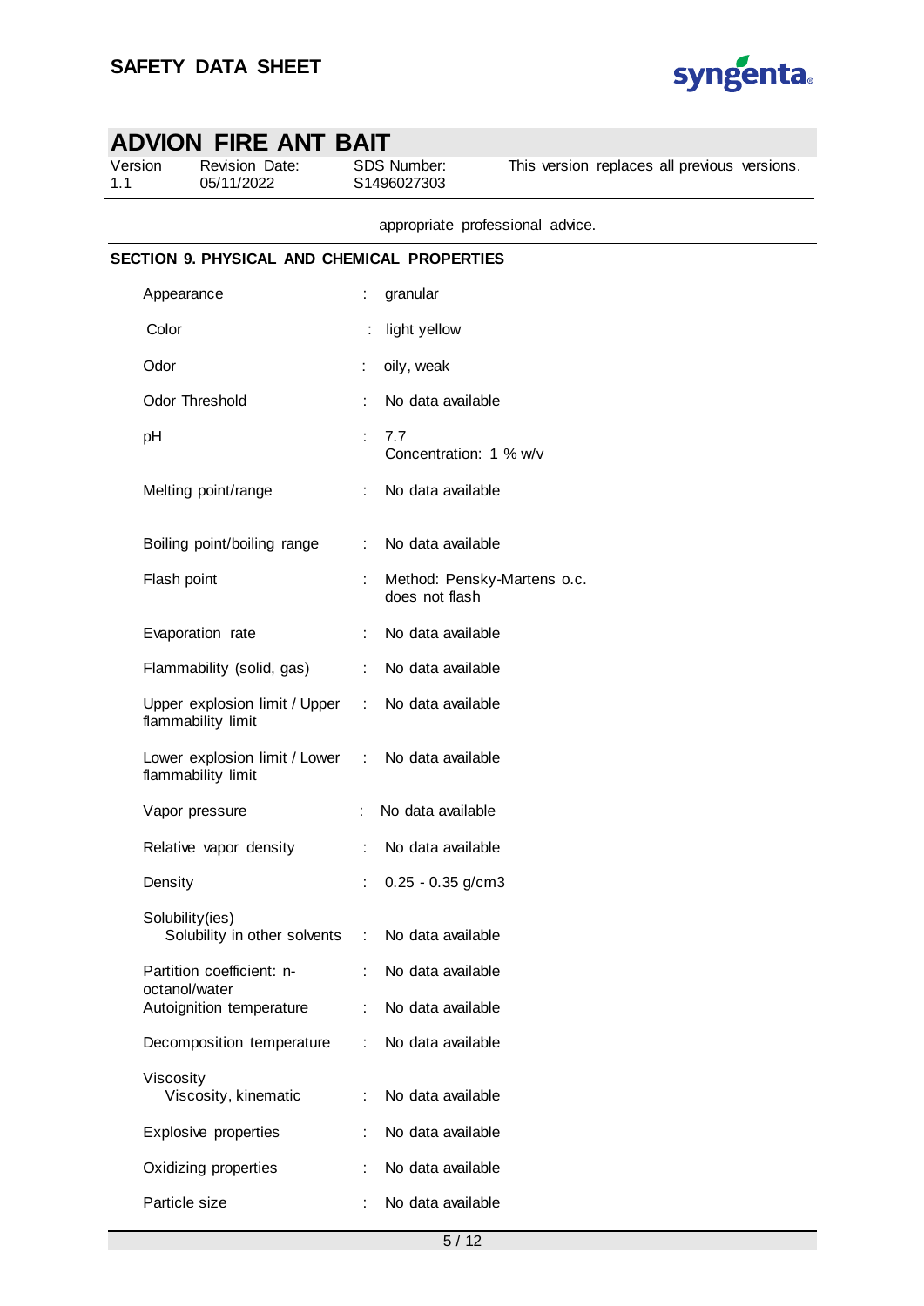appropriate professional advice.

## SECTION 9. PHYSICAL AND CHEMICAL PROPERTIES

| Property | | Value |
|---|---|---|
| Appearance | : | granular |
| Color | : | light yellow |
| Odor | : | oily, weak |
| Odor Threshold | : | No data available |
| pH | : | 7.7<br>Concentration: 1 % w/v |
| Melting point/range | : | No data available |
| Boiling point/boiling range | : | No data available |
| Flash point | : | Method: Pensky-Martens o.c.<br>does not flash |
| Evaporation rate | : | No data available |
| Flammability (solid, gas) | : | No data available |
| Upper explosion limit / Upper flammability limit | : | No data available |
| Lower explosion limit / Lower flammability limit | : | No data available |
| Vapor pressure | : | No data available |
| Relative vapor density | : | No data available |
| Density | : | 0.25 - 0.35 g/cm3 |
| Solubility(ies)<br>Solubility in other solvents | : | No data available |
| Partition coefficient: n-octanol/water | : | No data available |
| Autoignition temperature | : | No data available |
| Decomposition temperature | : | No data available |
| Viscosity<br>Viscosity, kinematic | : | No data available |
| Explosive properties | : | No data available |
| Oxidizing properties | : | No data available |
| Particle size | : | No data available |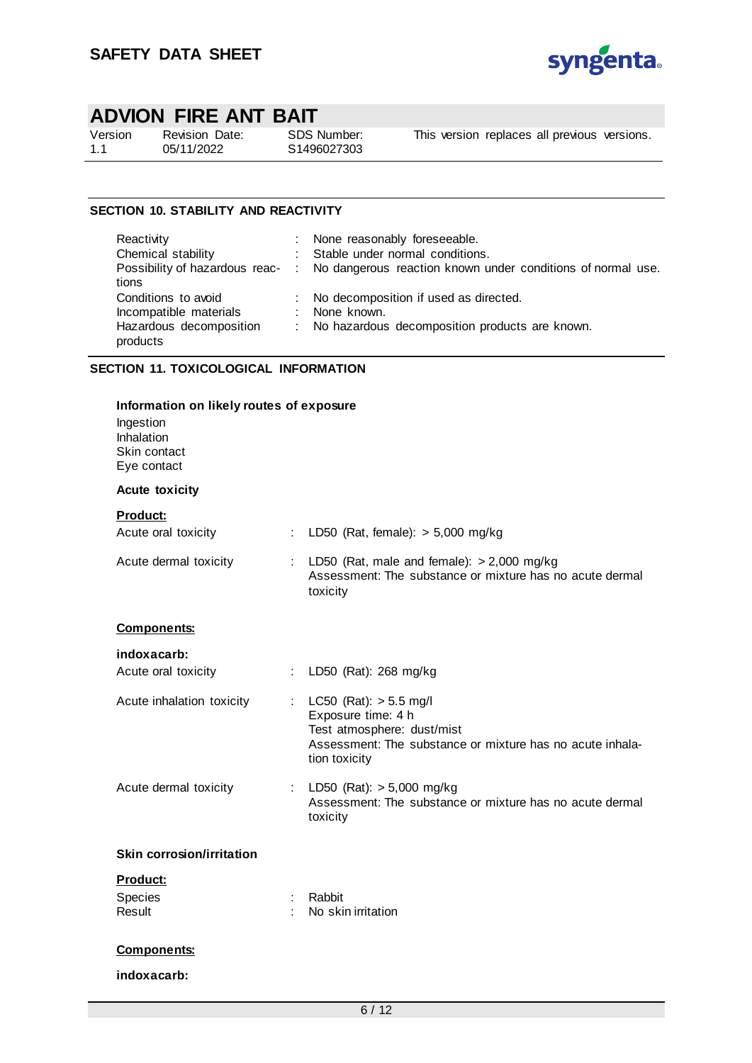## SECTION 10. STABILITY AND REACTIVITY

| | | |
|---|---|---|
| Reactivity | : | None reasonably foreseeable. |
| Chemical stability | : | Stable under normal conditions. |
| Possibility of hazardous reactions | : | No dangerous reaction known under conditions of normal use. |
| Conditions to avoid | : | No decomposition if used as directed. |
| Incompatible materials | : | None known. |
| Hazardous decomposition products | : | No hazardous decomposition products are known. |

## SECTION 11. TOXICOLOGICAL INFORMATION

**Information on likely routes of exposure**

Ingestion
Inhalation
Skin contact
Eye contact

**Acute toxicity**

**Product:**

| | | |
|---|---|---|
| Acute oral toxicity | : | LD50 (Rat, female): > 5,000 mg/kg |
| Acute dermal toxicity | : | LD50 (Rat, male and female): > 2,000 mg/kg<br>Assessment: The substance or mixture has no acute dermal toxicity |

**Components:**

**indoxacarb:**

| | | |
|---|---|---|
| Acute oral toxicity | : | LD50 (Rat): 268 mg/kg |
| Acute inhalation toxicity | : | LC50 (Rat): > 5.5 mg/l<br>Exposure time: 4 h<br>Test atmosphere: dust/mist<br>Assessment: The substance or mixture has no acute inhalation toxicity |
| Acute dermal toxicity | : | LD50 (Rat): > 5,000 mg/kg<br>Assessment: The substance or mixture has no acute dermal toxicity |

**Skin corrosion/irritation**

**Product:**

| | | |
|---|---|---|
| Species | : | Rabbit |
| Result | : | No skin irritation |

**Components:**

**indoxacarb:**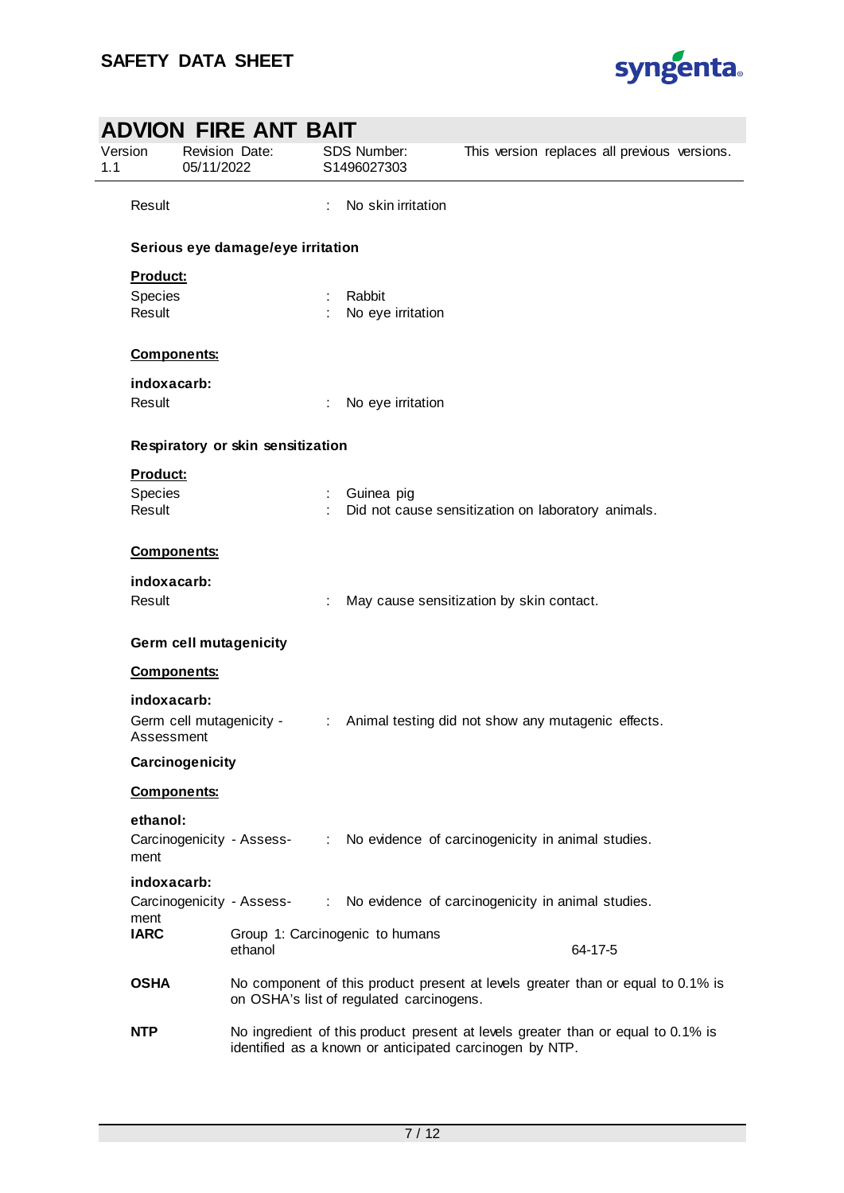Result : No skin irritation

**Serious eye damage/eye irritation**

**Product:**

Species : Rabbit
Result : No eye irritation

**Components:**

**indoxacarb:**

Result : No eye irritation

**Respiratory or skin sensitization**

**Product:**

Species : Guinea pig
Result : Did not cause sensitization on laboratory animals.

**Components:**

**indoxacarb:**

Result : May cause sensitization by skin contact.

**Germ cell mutagenicity**

**Components:**

**indoxacarb:**

Germ cell mutagenicity - Assessment : Animal testing did not show any mutagenic effects.

**Carcinogenicity**

**Components:**

**ethanol:**

Carcinogenicity - Assessment : No evidence of carcinogenicity in animal studies.

**indoxacarb:**

Carcinogenicity - Assessment : No evidence of carcinogenicity in animal studies.

**IARC** Group 1: Carcinogenic to humans
ethanol 64-17-5

**OSHA** No component of this product present at levels greater than or equal to 0.1% is on OSHA's list of regulated carcinogens.

**NTP** No ingredient of this product present at levels greater than or equal to 0.1% is identified as a known or anticipated carcinogen by NTP.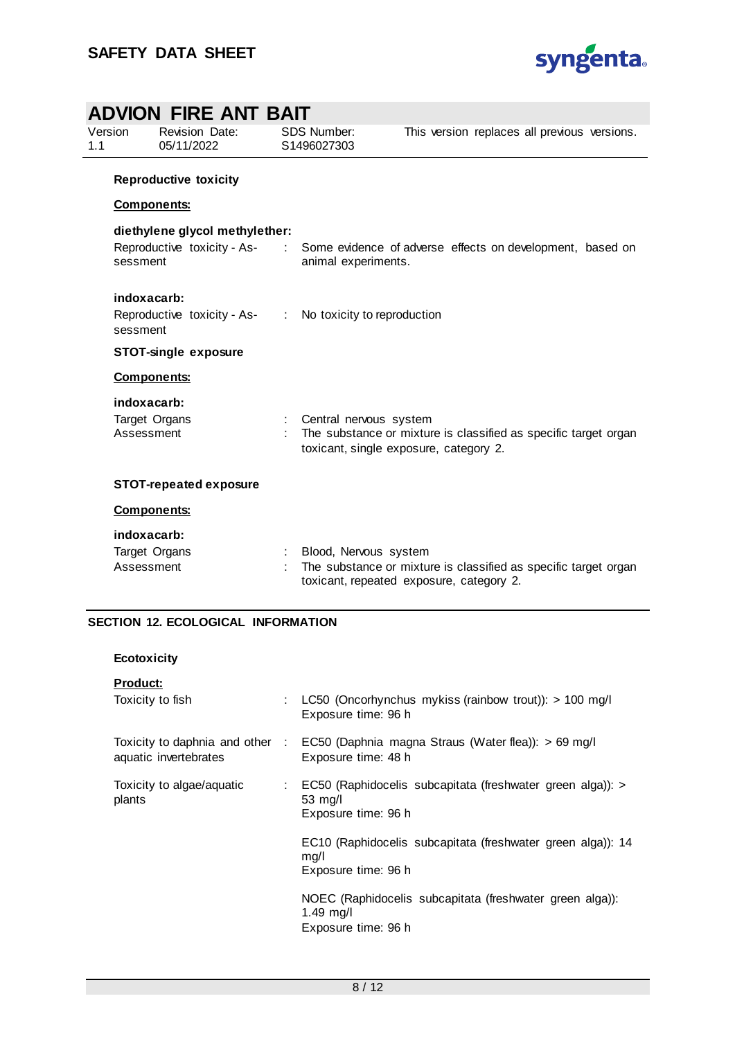**Reproductive toxicity**

**Components:**

**diethylene glycol methylether:**

Reproductive toxicity - Assessment : Some evidence of adverse effects on development, based on animal experiments.

**indoxacarb:**

Reproductive toxicity - Assessment : No toxicity to reproduction

**STOT-single exposure**

**Components:**

**indoxacarb:**

Target Organs : Central nervous system

Assessment : The substance or mixture is classified as specific target organ toxicant, single exposure, category 2.

**STOT-repeated exposure**

**Components:**

**indoxacarb:**

Target Organs : Blood, Nervous system

Assessment : The substance or mixture is classified as specific target organ toxicant, repeated exposure, category 2.

## SECTION 12. ECOLOGICAL INFORMATION

**Ecotoxicity**

**Product:**

Toxicity to fish : LC50 (Oncorhynchus mykiss (rainbow trout)): > 100 mg/l
Exposure time: 96 h

Toxicity to daphnia and other aquatic invertebrates : EC50 (Daphnia magna Straus (Water flea)): > 69 mg/l
Exposure time: 48 h

Toxicity to algae/aquatic plants : EC50 (Raphidocelis subcapitata (freshwater green alga)): > 53 mg/l
Exposure time: 96 h

EC10 (Raphidocelis subcapitata (freshwater green alga)): 14 mg/l
Exposure time: 96 h

NOEC (Raphidocelis subcapitata (freshwater green alga)): 1.49 mg/l
Exposure time: 96 h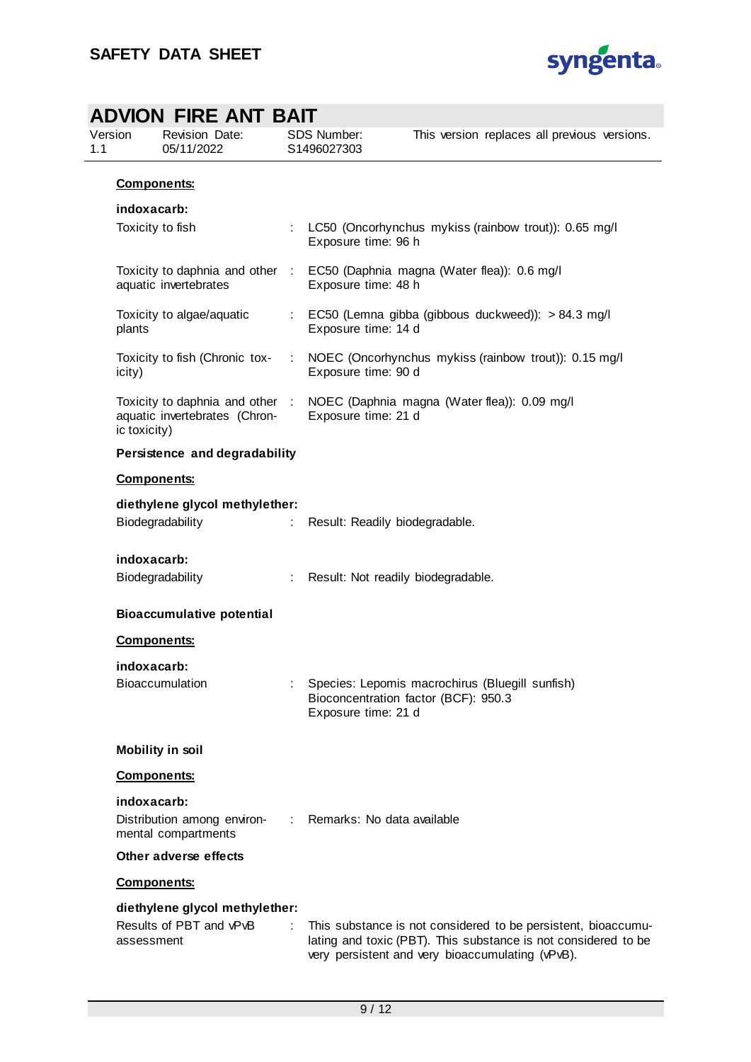**Components:**

**indoxacarb:**

| | | |
|---|---|---|
| Toxicity to fish | : | LC50 (Oncorhynchus mykiss (rainbow trout)): 0.65 mg/l<br>Exposure time: 96 h |
| Toxicity to daphnia and other aquatic invertebrates | : | EC50 (Daphnia magna (Water flea)): 0.6 mg/l<br>Exposure time: 48 h |
| Toxicity to algae/aquatic plants | : | EC50 (Lemna gibba (gibbous duckweed)): > 84.3 mg/l<br>Exposure time: 14 d |
| Toxicity to fish (Chronic toxicity) | : | NOEC (Oncorhynchus mykiss (rainbow trout)): 0.15 mg/l<br>Exposure time: 90 d |
| Toxicity to daphnia and other aquatic invertebrates (Chronic toxicity) | : | NOEC (Daphnia magna (Water flea)): 0.09 mg/l<br>Exposure time: 21 d |

**Persistence and degradability**

**Components:**

**diethylene glycol methylether:**

Biodegradability : Result: Readily biodegradable.

**indoxacarb:**

Biodegradability : Result: Not readily biodegradable.

**Bioaccumulative potential**

**Components:**

**indoxacarb:**

Bioaccumulation : Species: Lepomis macrochirus (Bluegill sunfish)
Bioconcentration factor (BCF): 950.3
Exposure time: 21 d

**Mobility in soil**

**Components:**

**indoxacarb:**

Distribution among environmental compartments : Remarks: No data available

**Other adverse effects**

**Components:**

**diethylene glycol methylether:**

Results of PBT and vPvB assessment : This substance is not considered to be persistent, bioaccumulating and toxic (PBT). This substance is not considered to be very persistent and very bioaccumulating (vPvB).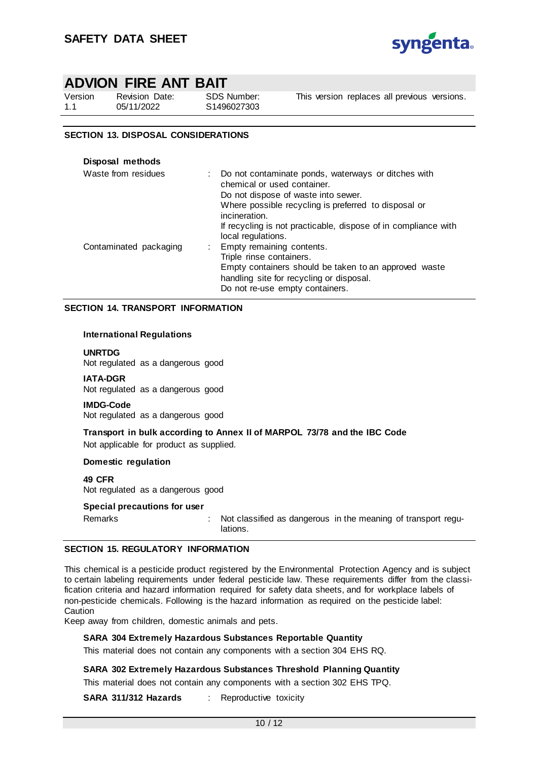## SECTION 13. DISPOSAL CONSIDERATIONS

**Disposal methods**

| | |
|---|---|
| Waste from residues | Do not contaminate ponds, waterways or ditches with chemical or used container. Do not dispose of waste into sewer. Where possible recycling is preferred to disposal or incineration. If recycling is not practicable, dispose of in compliance with local regulations. |
| Contaminated packaging | Empty remaining contents. Triple rinse containers. Empty containers should be taken to an approved waste handling site for recycling or disposal. Do not re-use empty containers. |

## SECTION 14. TRANSPORT INFORMATION

**International Regulations**

**UNRTDG**
Not regulated as a dangerous good

**IATA-DGR**
Not regulated as a dangerous good

**IMDG-Code**
Not regulated as a dangerous good

**Transport in bulk according to Annex II of MARPOL 73/78 and the IBC Code**
Not applicable for product as supplied.

**Domestic regulation**

**49 CFR**
Not regulated as a dangerous good

**Special precautions for user**

Remarks : Not classified as dangerous in the meaning of transport regulations.

## SECTION 15. REGULATORY INFORMATION

This chemical is a pesticide product registered by the Environmental Protection Agency and is subject to certain labeling requirements under federal pesticide law. These requirements differ from the classification criteria and hazard information required for safety data sheets, and for workplace labels of non-pesticide chemicals. Following is the hazard information as required on the pesticide label:
Caution
Keep away from children, domestic animals and pets.

**SARA 304 Extremely Hazardous Substances Reportable Quantity**

This material does not contain any components with a section 304 EHS RQ.

**SARA 302 Extremely Hazardous Substances Threshold Planning Quantity**

This material does not contain any components with a section 302 EHS TPQ.

**SARA 311/312 Hazards** : Reproductive toxicity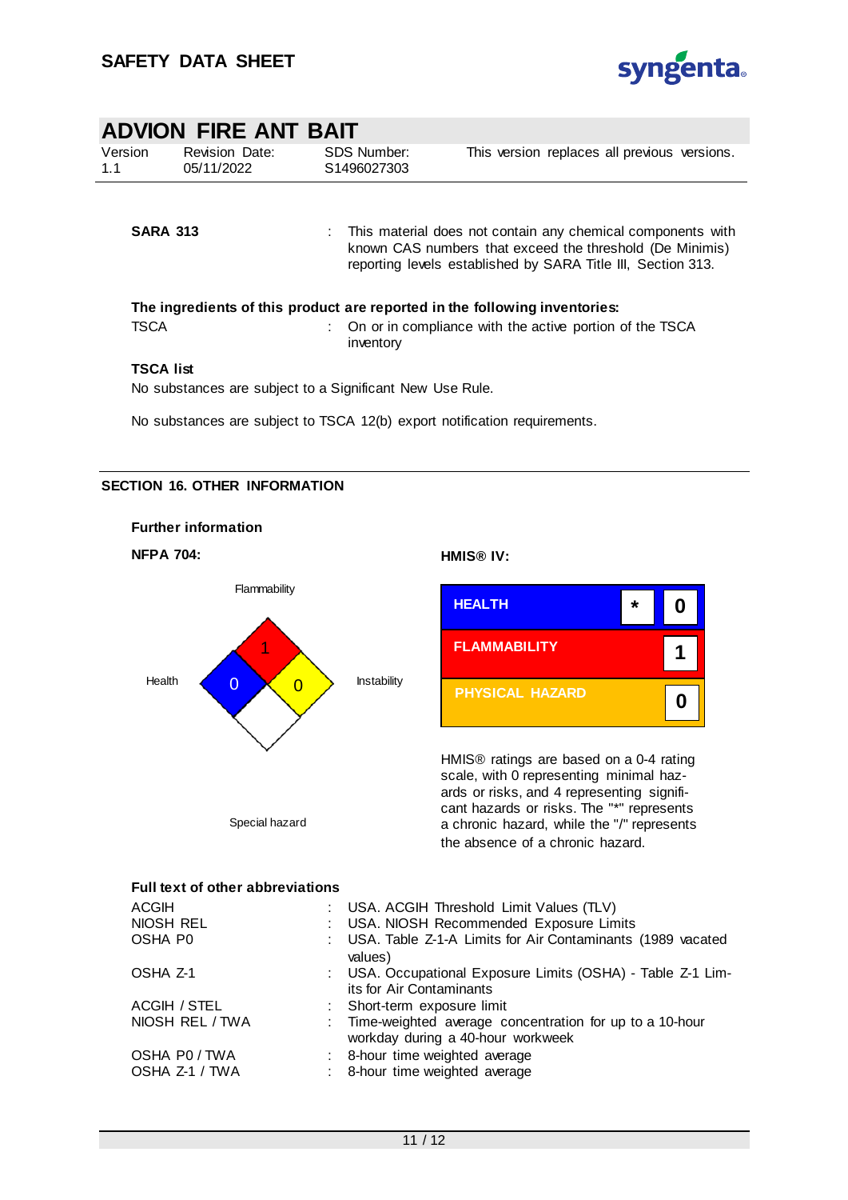| | | |
|---|---|---|
| **SARA 313** | : | This material does not contain any chemical components with known CAS numbers that exceed the threshold (De Minimis) reporting levels established by SARA Title III, Section 313. |

**The ingredients of this product are reported in the following inventories:**

| | | |
|---|---|---|
| TSCA | : | On or in compliance with the active portion of the TSCA inventory |

**TSCA list**

No substances are subject to a Significant New Use Rule.

No substances are subject to TSCA 12(b) export notification requirements.

## SECTION 16. OTHER INFORMATION

**Further information**

**NFPA 704:**

| Flammability | Health | Instability | Special hazard |
|---|---|---|---|
| 1 | 0 | 0 | |

**HMIS® IV:**

| | | |
|---|---|---|
| HEALTH | * | 0 |
| FLAMMABILITY | | 1 |
| PHYSICAL HAZARD | | 0 |

HMIS® ratings are based on a 0-4 rating scale, with 0 representing minimal hazards or risks, and 4 representing significant hazards or risks. The "*" represents a chronic hazard, while the "/" represents the absence of a chronic hazard.

**Full text of other abbreviations**

| | | |
|---|---|---|
| ACGIH | : | USA. ACGIH Threshold Limit Values (TLV) |
| NIOSH REL | : | USA. NIOSH Recommended Exposure Limits |
| OSHA P0 | : | USA. Table Z-1-A Limits for Air Contaminants (1989 vacated values) |
| OSHA Z-1 | : | USA. Occupational Exposure Limits (OSHA) - Table Z-1 Limits for Air Contaminants |
| ACGIH / STEL | : | Short-term exposure limit |
| NIOSH REL / TWA | : | Time-weighted average concentration for up to a 10-hour workday during a 40-hour workweek |
| OSHA P0 / TWA | : | 8-hour time weighted average |
| OSHA Z-1 / TWA | : | 8-hour time weighted average |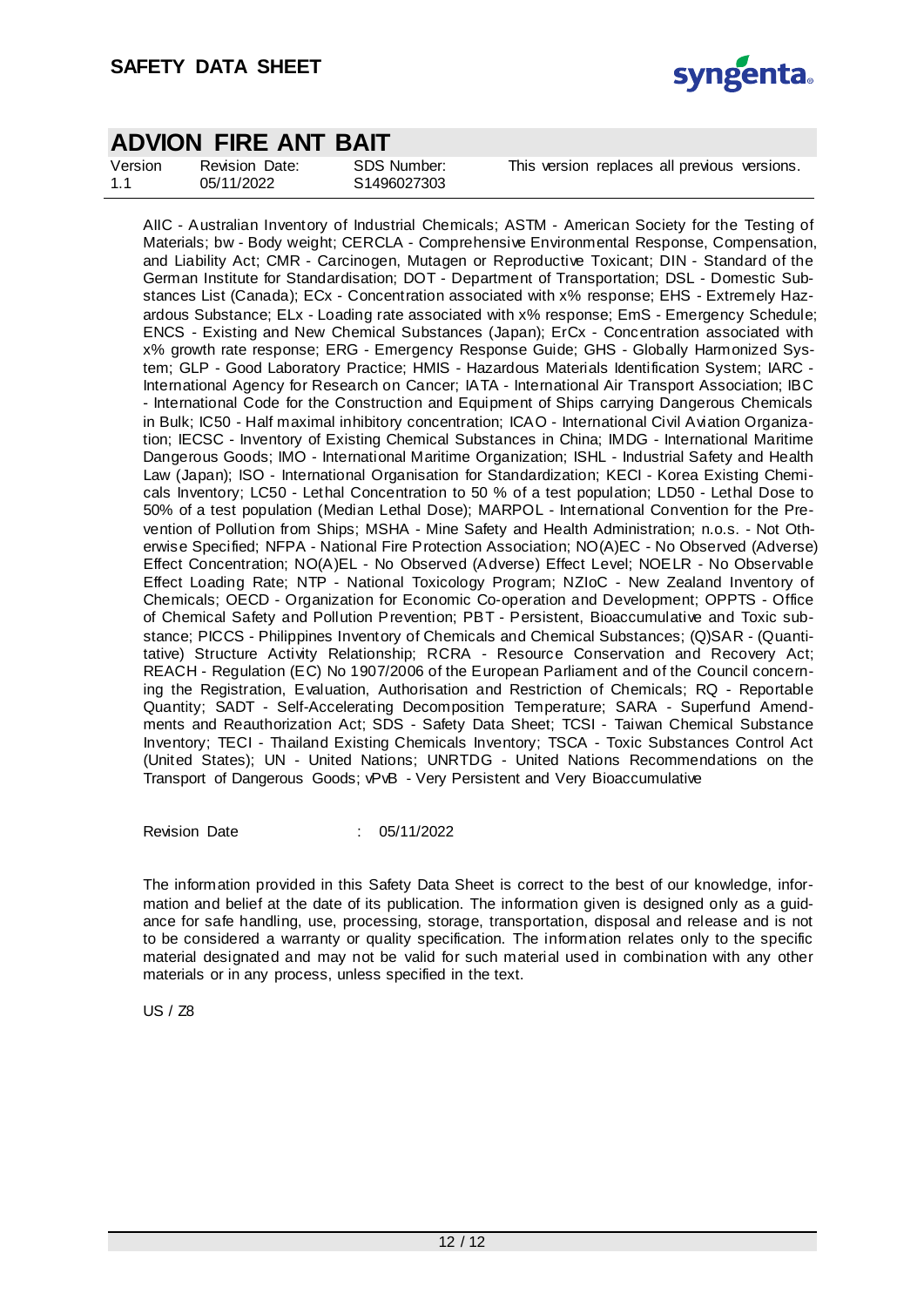AIIC - Australian Inventory of Industrial Chemicals; ASTM - American Society for the Testing of Materials; bw - Body weight; CERCLA - Comprehensive Environmental Response, Compensation, and Liability Act; CMR - Carcinogen, Mutagen or Reproductive Toxicant; DIN - Standard of the German Institute for Standardisation; DOT - Department of Transportation; DSL - Domestic Substances List (Canada); ECx - Concentration associated with x% response; EHS - Extremely Hazardous Substance; ELx - Loading rate associated with x% response; EmS - Emergency Schedule; ENCS - Existing and New Chemical Substances (Japan); ErCx - Concentration associated with x% growth rate response; ERG - Emergency Response Guide; GHS - Globally Harmonized System; GLP - Good Laboratory Practice; HMIS - Hazardous Materials Identification System; IARC - International Agency for Research on Cancer; IATA - International Air Transport Association; IBC - International Code for the Construction and Equipment of Ships carrying Dangerous Chemicals in Bulk; IC50 - Half maximal inhibitory concentration; ICAO - International Civil Aviation Organization; IECSC - Inventory of Existing Chemical Substances in China; IMDG - International Maritime Dangerous Goods; IMO - International Maritime Organization; ISHL - Industrial Safety and Health Law (Japan); ISO - International Organisation for Standardization; KECI - Korea Existing Chemicals Inventory; LC50 - Lethal Concentration to 50 % of a test population; LD50 - Lethal Dose to 50% of a test population (Median Lethal Dose); MARPOL - International Convention for the Prevention of Pollution from Ships; MSHA - Mine Safety and Health Administration; n.o.s. - Not Otherwise Specified; NFPA - National Fire Protection Association; NO(A)EC - No Observed (Adverse) Effect Concentration; NO(A)EL - No Observed (Adverse) Effect Level; NOELR - No Observable Effect Loading Rate; NTP - National Toxicology Program; NZIoC - New Zealand Inventory of Chemicals; OECD - Organization for Economic Co-operation and Development; OPPTS - Office of Chemical Safety and Pollution Prevention; PBT - Persistent, Bioaccumulative and Toxic substance; PICCS - Philippines Inventory of Chemicals and Chemical Substances; (Q)SAR - (Quantitative) Structure Activity Relationship; RCRA - Resource Conservation and Recovery Act; REACH - Regulation (EC) No 1907/2006 of the European Parliament and of the Council concerning the Registration, Evaluation, Authorisation and Restriction of Chemicals; RQ - Reportable Quantity; SADT - Self-Accelerating Decomposition Temperature; SARA - Superfund Amendments and Reauthorization Act; SDS - Safety Data Sheet; TCSI - Taiwan Chemical Substance Inventory; TECI - Thailand Existing Chemicals Inventory; TSCA - Toxic Substances Control Act (United States); UN - United Nations; UNRTDG - United Nations Recommendations on the Transport of Dangerous Goods; vPvB - Very Persistent and Very Bioaccumulative

Revision Date : 05/11/2022

The information provided in this Safety Data Sheet is correct to the best of our knowledge, information and belief at the date of its publication. The information given is designed only as a guidance for safe handling, use, processing, storage, transportation, disposal and release and is not to be considered a warranty or quality specification. The information relates only to the specific material designated and may not be valid for such material used in combination with any other materials or in any process, unless specified in the text.

US / Z8